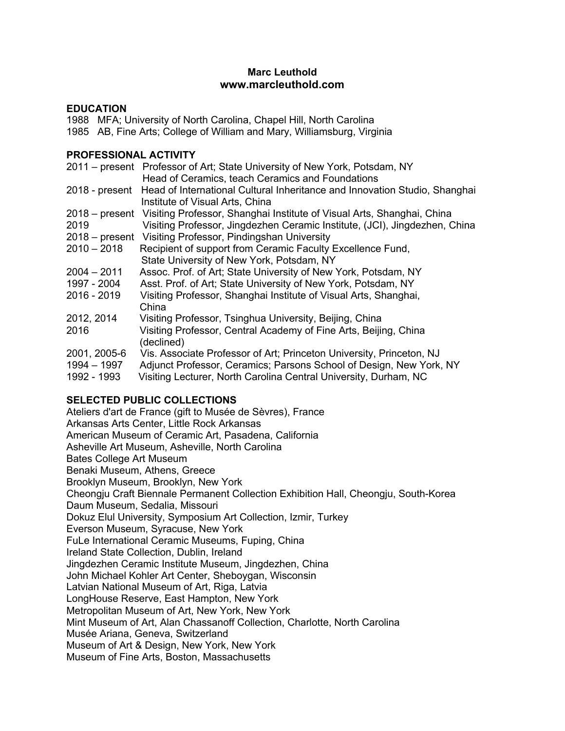**Marc Leuthold**
**www.marcleuthold.com**

## EDUCATION

1988 MFA; University of North Carolina, Chapel Hill, North Carolina
1985 AB, Fine Arts; College of William and Mary, Williamsburg, Virginia

## PROFESSIONAL ACTIVITY

2011 – present Professor of Art; State University of New York, Potsdam, NY
Head of Ceramics, teach Ceramics and Foundations
2018 - present Head of International Cultural Inheritance and Innovation Studio, Shanghai Institute of Visual Arts, China
2018 – present Visiting Professor, Shanghai Institute of Visual Arts, Shanghai, China
2019 Visiting Professor, Jingdezhen Ceramic Institute, (JCI), Jingdezhen, China
2018 – present Visiting Professor, Pindingshan University
2010 – 2018 Recipient of support from Ceramic Faculty Excellence Fund, State University of New York, Potsdam, NY
2004 – 2011 Assoc. Prof. of Art; State University of New York, Potsdam, NY
1997 - 2004 Asst. Prof. of Art; State University of New York, Potsdam, NY
2016 - 2019 Visiting Professor, Shanghai Institute of Visual Arts, Shanghai, China
2012, 2014 Visiting Professor, Tsinghua University, Beijing, China
2016 Visiting Professor, Central Academy of Fine Arts, Beijing, China (declined)
2001, 2005-6 Vis. Associate Professor of Art; Princeton University, Princeton, NJ
1994 – 1997 Adjunct Professor, Ceramics; Parsons School of Design, New York, NY
1992 - 1993 Visiting Lecturer, North Carolina Central University, Durham, NC

## SELECTED PUBLIC COLLECTIONS

Ateliers d'art de France (gift to Musée de Sèvres), France
Arkansas Arts Center, Little Rock Arkansas
American Museum of Ceramic Art, Pasadena, California
Asheville Art Museum, Asheville, North Carolina
Bates College Art Museum
Benaki Museum, Athens, Greece
Brooklyn Museum, Brooklyn, New York
Cheongju Craft Biennale Permanent Collection Exhibition Hall, Cheongju, South-Korea
Daum Museum, Sedalia, Missouri
Dokuz Elul University, Symposium Art Collection, Izmir, Turkey
Everson Museum, Syracuse, New York
FuLe International Ceramic Museums, Fuping, China
Ireland State Collection, Dublin, Ireland
Jingdezhen Ceramic Institute Museum, Jingdezhen, China
John Michael Kohler Art Center, Sheboygan, Wisconsin
Latvian National Museum of Art, Riga, Latvia
LongHouse Reserve, East Hampton, New York
Metropolitan Museum of Art, New York, New York
Mint Museum of Art, Alan Chassanoff Collection, Charlotte, North Carolina
Musée Ariana, Geneva, Switzerland
Museum of Art & Design, New York, New York
Museum of Fine Arts, Boston, Massachusetts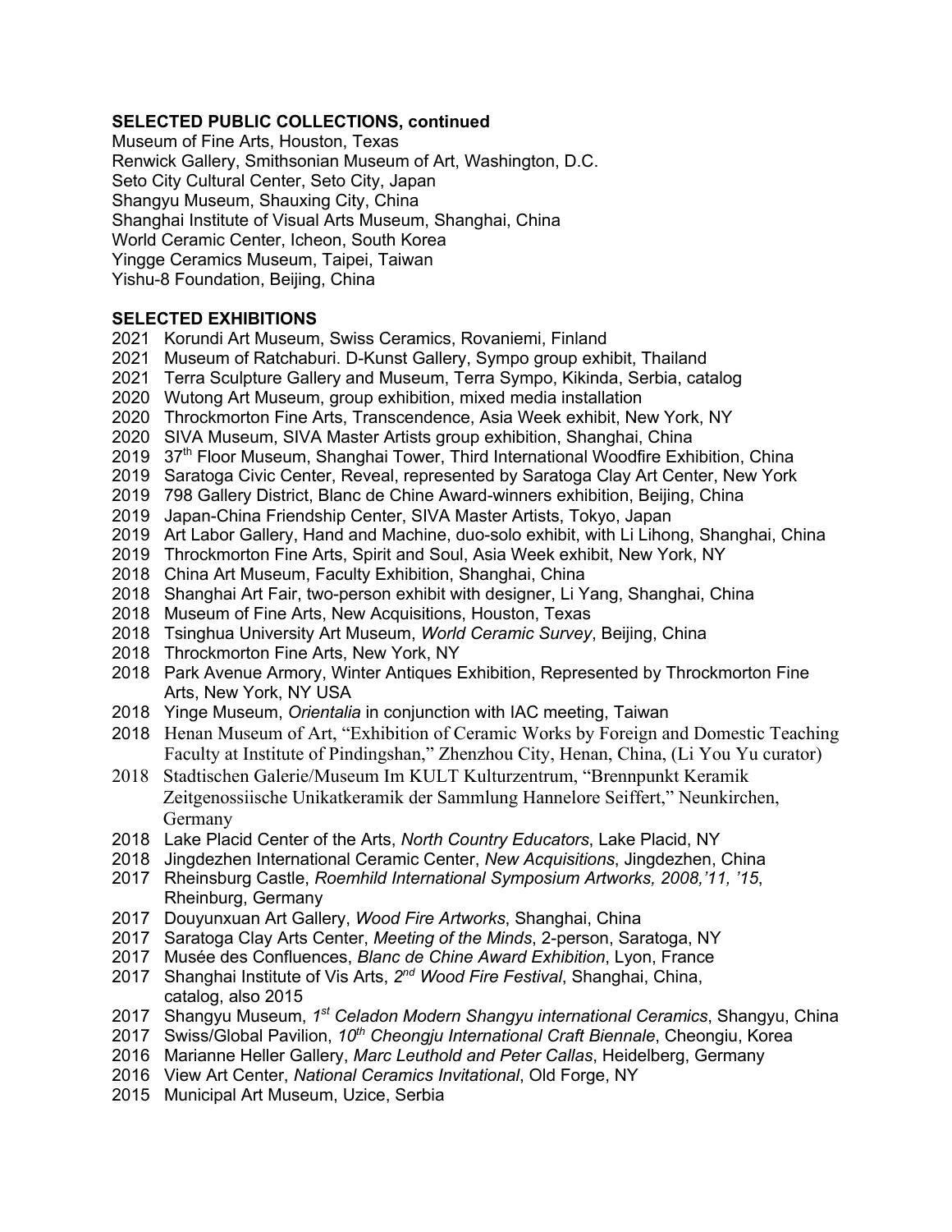### SELECTED PUBLIC COLLECTIONS, continued

Museum of Fine Arts, Houston, Texas
Renwick Gallery, Smithsonian Museum of Art, Washington, D.C.
Seto City Cultural Center, Seto City, Japan
Shangyu Museum, Shauxing City, China
Shanghai Institute of Visual Arts Museum, Shanghai, China
World Ceramic Center, Icheon, South Korea
Yingge Ceramics Museum, Taipei, Taiwan
Yishu-8 Foundation, Beijing, China

### SELECTED EXHIBITIONS

2021 Korundi Art Museum, Swiss Ceramics, Rovaniemi, Finland
2021 Museum of Ratchaburi. D-Kunst Gallery, Sympo group exhibit, Thailand
2021 Terra Sculpture Gallery and Museum, Terra Sympo, Kikinda, Serbia, catalog
2020 Wutong Art Museum, group exhibition, mixed media installation
2020 Throckmorton Fine Arts, Transcendence, Asia Week exhibit, New York, NY
2020 SIVA Museum, SIVA Master Artists group exhibition, Shanghai, China
2019 37th Floor Museum, Shanghai Tower, Third International Woodfire Exhibition, China
2019 Saratoga Civic Center, Reveal, represented by Saratoga Clay Art Center, New York
2019 798 Gallery District, Blanc de Chine Award-winners exhibition, Beijing, China
2019 Japan-China Friendship Center, SIVA Master Artists, Tokyo, Japan
2019 Art Labor Gallery, Hand and Machine, duo-solo exhibit, with Li Lihong, Shanghai, China
2019 Throckmorton Fine Arts, Spirit and Soul, Asia Week exhibit, New York, NY
2018 China Art Museum, Faculty Exhibition, Shanghai, China
2018 Shanghai Art Fair, two-person exhibit with designer, Li Yang, Shanghai, China
2018 Museum of Fine Arts, New Acquisitions, Houston, Texas
2018 Tsinghua University Art Museum, *World Ceramic Survey*, Beijing, China
2018 Throckmorton Fine Arts, New York, NY
2018 Park Avenue Armory, Winter Antiques Exhibition, Represented by Throckmorton Fine Arts, New York, NY USA
2018 Yinge Museum, *Orientalia* in conjunction with IAC meeting, Taiwan
2018 Henan Museum of Art, "Exhibition of Ceramic Works by Foreign and Domestic Teaching Faculty at Institute of Pindingshan," Zhenzhou City, Henan, China, (Li You Yu curator)
2018 Stadtischen Galerie/Museum Im KULT Kulturzentrum, "Brennpunkt Keramik Zeitgenossiische Unikatkeramik der Sammlung Hannelore Seiffert," Neunkirchen, Germany
2018 Lake Placid Center of the Arts, *North Country Educators*, Lake Placid, NY
2018 Jingdezhen International Ceramic Center, *New Acquisitions*, Jingdezhen, China
2017 Rheinsburg Castle, *Roemhild International Symposium Artworks, 2008,'11, '15*, Rheinburg, Germany
2017 Douyunxuan Art Gallery, *Wood Fire Artworks*, Shanghai, China
2017 Saratoga Clay Arts Center, *Meeting of the Minds*, 2-person, Saratoga, NY
2017 Musée des Confluences, *Blanc de Chine Award Exhibition*, Lyon, France
2017 Shanghai Institute of Vis Arts, *2nd Wood Fire Festival*, Shanghai, China, catalog, also 2015
2017 Shangyu Museum, *1st Celadon Modern Shangyu international Ceramics*, Shangyu, China
2017 Swiss/Global Pavilion, *10th Cheongju International Craft Biennale*, Cheongiu, Korea
2016 Marianne Heller Gallery, *Marc Leuthold and Peter Callas*, Heidelberg, Germany
2016 View Art Center, *National Ceramics Invitational*, Old Forge, NY
2015 Municipal Art Museum, Uzice, Serbia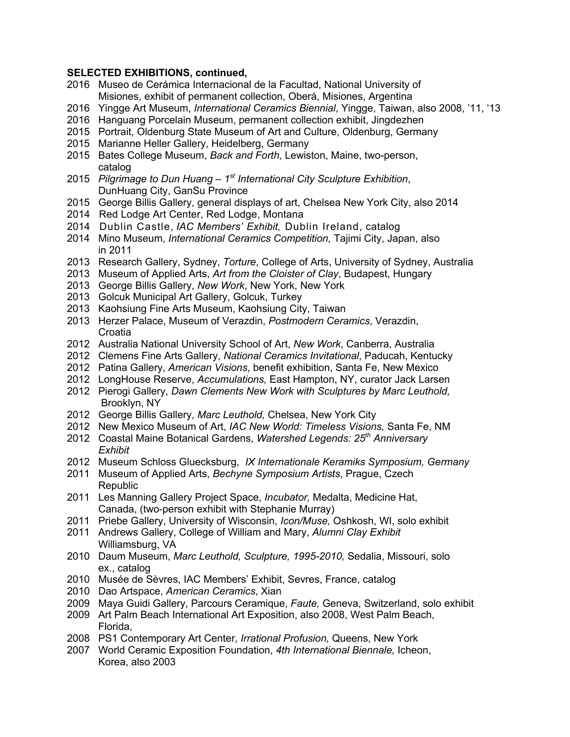**SELECTED EXHIBITIONS, continued,**

2016 Museo de Cerámica Internacional de la Facultad, National University of Misiones, exhibit of permanent collection, Oberá, Misiones, Argentina
2016 Yingge Art Museum, *International Ceramics Biennial*, Yingge, Taiwan, also 2008, '11, '13
2016 Hanguang Porcelain Museum, permanent collection exhibit, Jingdezhen
2015 Portrait, Oldenburg State Museum of Art and Culture, Oldenburg, Germany
2015 Marianne Heller Gallery, Heidelberg, Germany
2015 Bates College Museum, *Back and Forth*, Lewiston, Maine, two-person, catalog
2015 *Pilgrimage to Dun Huang – 1st International City Sculpture Exhibition*, DunHuang City, GanSu Province
2015 George Billis Gallery, general displays of art, Chelsea New York City, also 2014
2014 Red Lodge Art Center, Red Lodge, Montana
2014 Dublin Castle, *IAC Members' Exhibit,* Dublin Ireland, catalog
2014 Mino Museum, *International Ceramics Competition,* Tajimi City, Japan, also in 2011
2013 Research Gallery, Sydney, *Torture*, College of Arts, University of Sydney, Australia
2013 Museum of Applied Arts, *Art from the Cloister of Clay*, Budapest, Hungary
2013 George Billis Gallery, *New Work*, New York, New York
2013 Golcuk Municipal Art Gallery, Golcuk, Turkey
2013 Kaohsiung Fine Arts Museum, Kaohsiung City, Taiwan
2013 Herzer Palace, Museum of Verazdin, *Postmodern Ceramics*, Verazdin, Croatia
2012 Australia National University School of Art, *New Work*, Canberra, Australia
2012 Clemens Fine Arts Gallery, *National Ceramics Invitational*, Paducah, Kentucky
2012 Patina Gallery, *American Visions*, benefit exhibition, Santa Fe, New Mexico
2012 LongHouse Reserve, *Accumulations,* East Hampton, NY, curator Jack Larsen
2012 Pierogi Gallery, *Dawn Clements New Work with Sculptures by Marc Leuthold,* Brooklyn, NY
2012 George Billis Gallery, *Marc Leuthold,* Chelsea, New York City
2012 New Mexico Museum of Art, *IAC New World: Timeless Visions,* Santa Fe, NM
2012 Coastal Maine Botanical Gardens, *Watershed Legends: 25th Anniversary Exhibit*
2012 Museum Schloss Gluecksburg, *IX Internationale Keramiks Symposium, Germany*
2011 Museum of Applied Arts, *Bechyne Symposium Artists*, Prague, Czech Republic
2011 Les Manning Gallery Project Space, *Incubator,* Medalta, Medicine Hat, Canada, (two-person exhibit with Stephanie Murray)
2011 Priebe Gallery, University of Wisconsin, *Icon/Muse,* Oshkosh, WI, solo exhibit
2011 Andrews Gallery, College of William and Mary, *Alumni Clay Exhibit* Williamsburg, VA
2010 Daum Museum, *Marc Leuthold, Sculpture, 1995-2010,* Sedalia, Missouri, solo ex., catalog
2010 Musée de Sèvres, IAC Members' Exhibit, Sevres, France, catalog
2010 Dao Artspace, *American Ceramics*, Xian
2009 Maya Guidi Gallery, Parcours Ceramique, *Faute,* Geneva, Switzerland, solo exhibit
2009 Art Palm Beach International Art Exposition, also 2008, West Palm Beach, Florida,
2008 PS1 Contemporary Art Center, *Irrational Profusion,* Queens, New York
2007 World Ceramic Exposition Foundation, *4th International Biennale,* Icheon, Korea, also 2003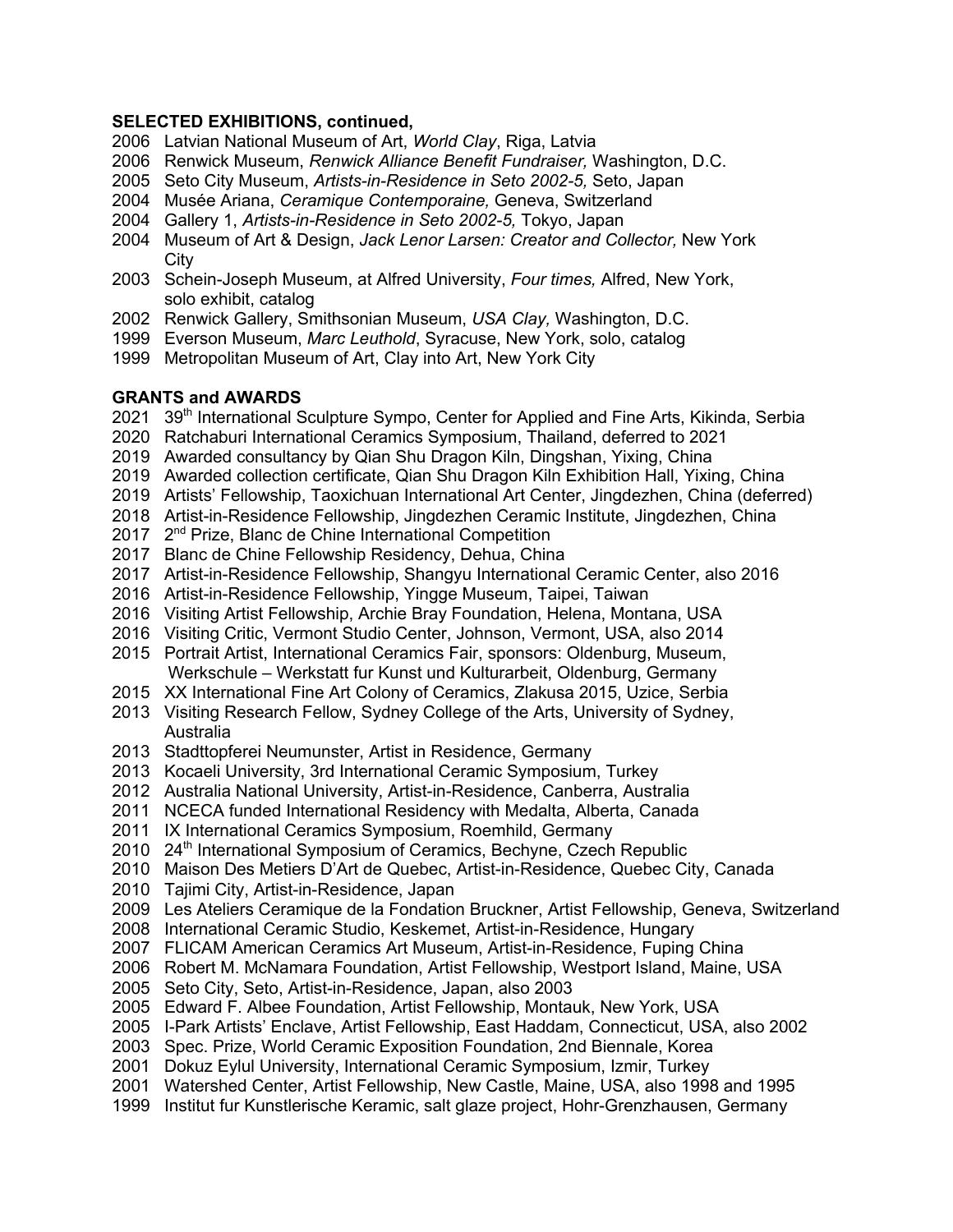**SELECTED EXHIBITIONS, continued,**

2006 Latvian National Museum of Art, *World Clay*, Riga, Latvia
2006 Renwick Museum, *Renwick Alliance Benefit Fundraiser,* Washington, D.C.
2005 Seto City Museum, *Artists-in-Residence in Seto 2002-5,* Seto, Japan
2004 Musée Ariana, *Ceramique Contemporaine,* Geneva, Switzerland
2004 Gallery 1, *Artists-in-Residence in Seto 2002-5,* Tokyo, Japan
2004 Museum of Art & Design, *Jack Lenor Larsen: Creator and Collector,* New York City
2003 Schein-Joseph Museum, at Alfred University, *Four times,* Alfred, New York, solo exhibit, catalog
2002 Renwick Gallery, Smithsonian Museum, *USA Clay,* Washington, D.C.
1999 Everson Museum, *Marc Leuthold*, Syracuse, New York, solo, catalog
1999 Metropolitan Museum of Art, Clay into Art, New York City

**GRANTS and AWARDS**

2021 39th International Sculpture Sympo, Center for Applied and Fine Arts, Kikinda, Serbia
2020 Ratchaburi International Ceramics Symposium, Thailand, deferred to 2021
2019 Awarded consultancy by Qian Shu Dragon Kiln, Dingshan, Yixing, China
2019 Awarded collection certificate, Qian Shu Dragon Kiln Exhibition Hall, Yixing, China
2019 Artists' Fellowship, Taoxichuan International Art Center, Jingdezhen, China (deferred)
2018 Artist-in-Residence Fellowship, Jingdezhen Ceramic Institute, Jingdezhen, China
2017 2nd Prize, Blanc de Chine International Competition
2017 Blanc de Chine Fellowship Residency, Dehua, China
2017 Artist-in-Residence Fellowship, Shangyu International Ceramic Center, also 2016
2016 Artist-in-Residence Fellowship, Yingge Museum, Taipei, Taiwan
2016 Visiting Artist Fellowship, Archie Bray Foundation, Helena, Montana, USA
2016 Visiting Critic, Vermont Studio Center, Johnson, Vermont, USA, also 2014
2015 Portrait Artist, International Ceramics Fair, sponsors: Oldenburg, Museum, Werkschule – Werkstatt fur Kunst und Kulturarbeit, Oldenburg, Germany
2015 XX International Fine Art Colony of Ceramics, Zlakusa 2015, Uzice, Serbia
2013 Visiting Research Fellow, Sydney College of the Arts, University of Sydney, Australia
2013 Stadttopferei Neumunster, Artist in Residence, Germany
2013 Kocaeli University, 3rd International Ceramic Symposium, Turkey
2012 Australia National University, Artist-in-Residence, Canberra, Australia
2011 NCECA funded International Residency with Medalta, Alberta, Canada
2011 IX International Ceramics Symposium, Roemhild, Germany
2010 24th International Symposium of Ceramics, Bechyne, Czech Republic
2010 Maison Des Metiers D'Art de Quebec, Artist-in-Residence, Quebec City, Canada
2010 Tajimi City, Artist-in-Residence, Japan
2009 Les Ateliers Ceramique de la Fondation Bruckner, Artist Fellowship, Geneva, Switzerland
2008 International Ceramic Studio, Keskemet, Artist-in-Residence, Hungary
2007 FLICAM American Ceramics Art Museum, Artist-in-Residence, Fuping China
2006 Robert M. McNamara Foundation, Artist Fellowship, Westport Island, Maine, USA
2005 Seto City, Seto, Artist-in-Residence, Japan, also 2003
2005 Edward F. Albee Foundation, Artist Fellowship, Montauk, New York, USA
2005 I-Park Artists' Enclave, Artist Fellowship, East Haddam, Connecticut, USA, also 2002
2003 Spec. Prize, World Ceramic Exposition Foundation, 2nd Biennale, Korea
2001 Dokuz Eylul University, International Ceramic Symposium, Izmir, Turkey
2001 Watershed Center, Artist Fellowship, New Castle, Maine, USA, also 1998 and 1995
1999 Institut fur Kunstlerische Keramic, salt glaze project, Hohr-Grenzhausen, Germany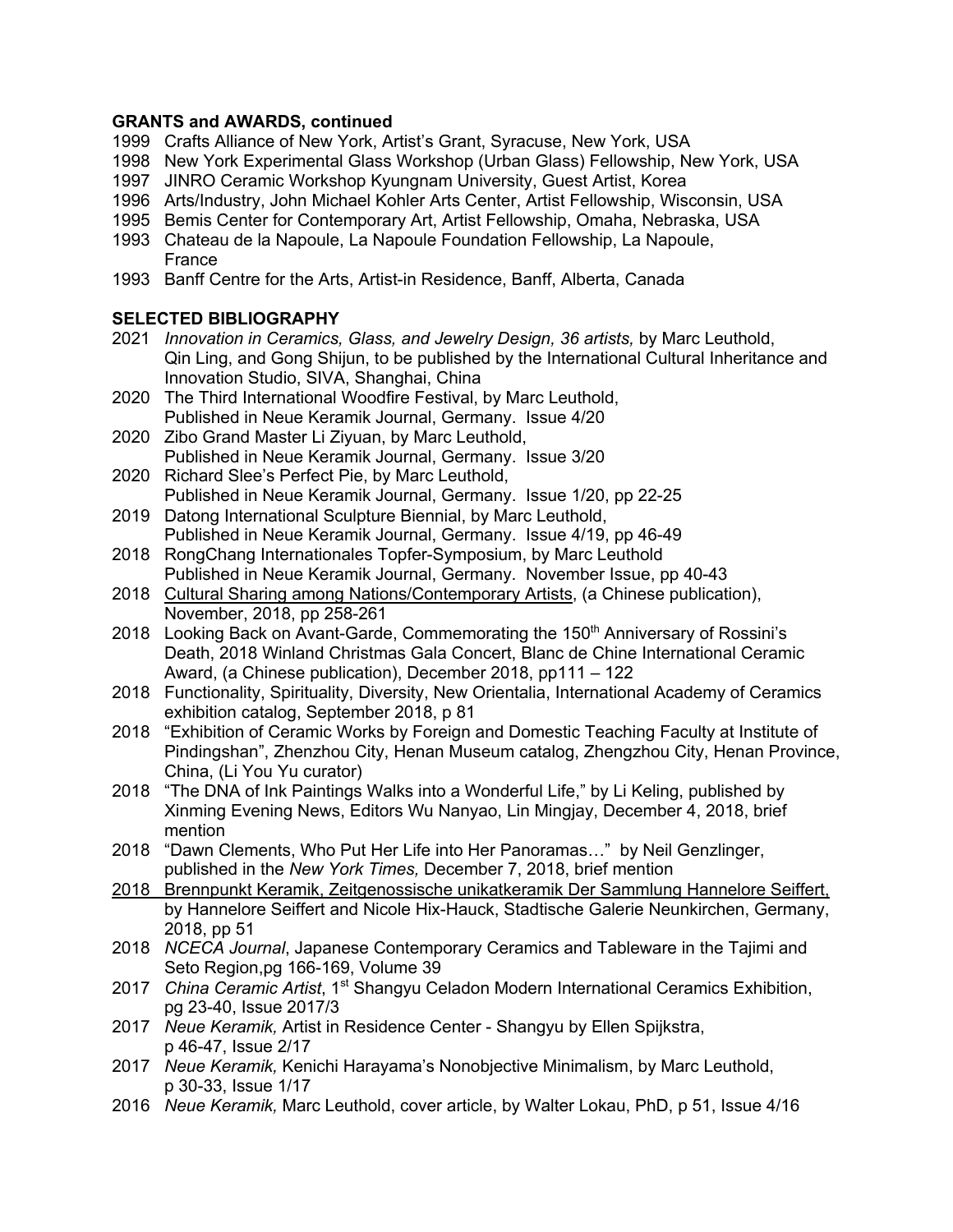**GRANTS and AWARDS, continued**

1999 Crafts Alliance of New York, Artist's Grant, Syracuse, New York, USA
1998 New York Experimental Glass Workshop (Urban Glass) Fellowship, New York, USA
1997 JINRO Ceramic Workshop Kyungnam University, Guest Artist, Korea
1996 Arts/Industry, John Michael Kohler Arts Center, Artist Fellowship, Wisconsin, USA
1995 Bemis Center for Contemporary Art, Artist Fellowship, Omaha, Nebraska, USA
1993 Chateau de la Napoule, La Napoule Foundation Fellowship, La Napoule, France
1993 Banff Centre for the Arts, Artist-in Residence, Banff, Alberta, Canada

**SELECTED BIBLIOGRAPHY**

2021 *Innovation in Ceramics, Glass, and Jewelry Design, 36 artists,* by Marc Leuthold, Qin Ling, and Gong Shijun, to be published by the International Cultural Inheritance and Innovation Studio, SIVA, Shanghai, China
2020 The Third International Woodfire Festival, by Marc Leuthold, Published in Neue Keramik Journal, Germany. Issue 4/20
2020 Zibo Grand Master Li Ziyuan, by Marc Leuthold, Published in Neue Keramik Journal, Germany. Issue 3/20
2020 Richard Slee's Perfect Pie, by Marc Leuthold, Published in Neue Keramik Journal, Germany. Issue 1/20, pp 22-25
2019 Datong International Sculpture Biennial, by Marc Leuthold, Published in Neue Keramik Journal, Germany. Issue 4/19, pp 46-49
2018 RongChang Internationales Topfer-Symposium, by Marc Leuthold Published in Neue Keramik Journal, Germany. November Issue, pp 40-43
2018 <u>Cultural Sharing among Nations/Contemporary Artists</u>, (a Chinese publication), November, 2018, pp 258-261
2018 Looking Back on Avant-Garde, Commemorating the 150th Anniversary of Rossini's Death, 2018 Winland Christmas Gala Concert, Blanc de Chine International Ceramic Award, (a Chinese publication), December 2018, pp111 – 122
2018 Functionality, Spirituality, Diversity, New Orientalia, International Academy of Ceramics exhibition catalog, September 2018, p 81
2018 "Exhibition of Ceramic Works by Foreign and Domestic Teaching Faculty at Institute of Pindingshan", Zhenzhou City, Henan Museum catalog, Zhengzhou City, Henan Province, China, (Li You Yu curator)
2018 "The DNA of Ink Paintings Walks into a Wonderful Life," by Li Keling, published by Xinming Evening News, Editors Wu Nanyao, Lin Mingjay, December 4, 2018, brief mention
2018 "Dawn Clements, Who Put Her Life into Her Panoramas…" by Neil Genzlinger, published in the *New York Times,* December 7, 2018, brief mention
<u>2018 Brennpunkt Keramik, Zeitgenossische unikatkeramik Der Sammlung Hannelore Seiffert,</u> by Hannelore Seiffert and Nicole Hix-Hauck, Stadtische Galerie Neunkirchen, Germany, 2018, pp 51
2018 *NCECA Journal*, Japanese Contemporary Ceramics and Tableware in the Tajimi and Seto Region,pg 166-169, Volume 39
2017 *China Ceramic Artist*, 1st Shangyu Celadon Modern International Ceramics Exhibition, pg 23-40, Issue 2017/3
2017 *Neue Keramik,* Artist in Residence Center - Shangyu by Ellen Spijkstra, p 46-47, Issue 2/17
2017 *Neue Keramik,* Kenichi Harayama's Nonobjective Minimalism, by Marc Leuthold, p 30-33, Issue 1/17
2016 *Neue Keramik,* Marc Leuthold, cover article, by Walter Lokau, PhD, p 51, Issue 4/16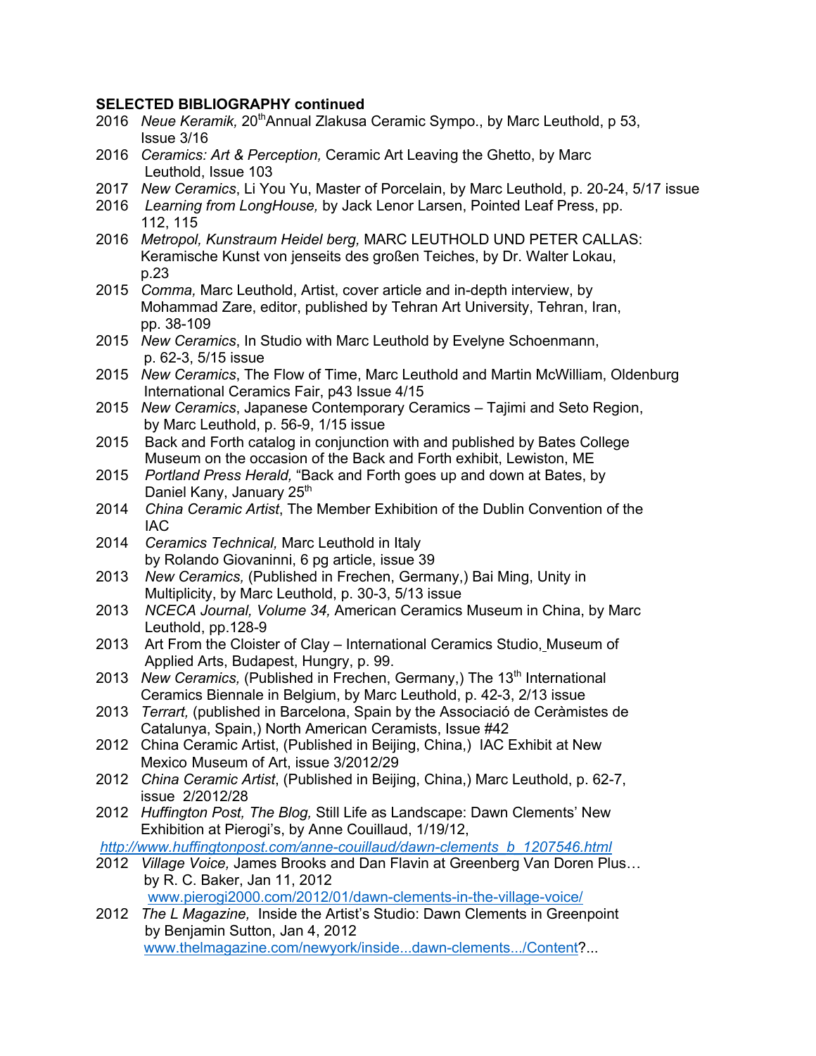**SELECTED BIBLIOGRAPHY continued**

2016 *Neue Keramik,* 20th Annual Zlakusa Ceramic Sympo., by Marc Leuthold, p 53, Issue 3/16

2016 *Ceramics: Art & Perception,* Ceramic Art Leaving the Ghetto, by Marc Leuthold, Issue 103

2017 *New Ceramics*, Li You Yu, Master of Porcelain, by Marc Leuthold, p. 20-24, 5/17 issue

2016 *Learning from LongHouse,* by Jack Lenor Larsen, Pointed Leaf Press, pp. 112, 115

2016 *Metropol, Kunstraum Heidel berg,* MARC LEUTHOLD UND PETER CALLAS: Keramische Kunst von jenseits des großen Teiches, by Dr. Walter Lokau, p.23

2015 *Comma,* Marc Leuthold, Artist, cover article and in-depth interview, by Mohammad Zare, editor, published by Tehran Art University, Tehran, Iran, pp. 38-109

2015 *New Ceramics*, In Studio with Marc Leuthold by Evelyne Schoenmann, p. 62-3, 5/15 issue

2015 *New Ceramics*, The Flow of Time, Marc Leuthold and Martin McWilliam, Oldenburg International Ceramics Fair, p43 Issue 4/15

2015 *New Ceramics*, Japanese Contemporary Ceramics – Tajimi and Seto Region, by Marc Leuthold, p. 56-9, 1/15 issue

2015 Back and Forth catalog in conjunction with and published by Bates College Museum on the occasion of the Back and Forth exhibit, Lewiston, ME

2015 *Portland Press Herald,* "Back and Forth goes up and down at Bates, by Daniel Kany, January 25th

2014 *China Ceramic Artist*, The Member Exhibition of the Dublin Convention of the IAC

2014 *Ceramics Technical,* Marc Leuthold in Italy by Rolando Giovaninni, 6 pg article, issue 39

2013 *New Ceramics,* (Published in Frechen, Germany,) Bai Ming, Unity in Multiplicity, by Marc Leuthold, p. 30-3, 5/13 issue

2013 *NCECA Journal, Volume 34,* American Ceramics Museum in China, by Marc Leuthold, pp.128-9

2013 Art From the Cloister of Clay – International Ceramics Studio, Museum of Applied Arts, Budapest, Hungry, p. 99.

2013 *New Ceramics,* (Published in Frechen, Germany,) The 13th International Ceramics Biennale in Belgium, by Marc Leuthold, p. 42-3, 2/13 issue

2013 *Terrart,* (published in Barcelona, Spain by the Associació de Ceràmistes de Catalunya, Spain,) North American Ceramists, Issue #42

2012 China Ceramic Artist, (Published in Beijing, China,) IAC Exhibit at New Mexico Museum of Art, issue 3/2012/29

2012 *China Ceramic Artist*, (Published in Beijing, China,) Marc Leuthold, p. 62-7, issue 2/2012/28

2012 *Huffington Post, The Blog,* Still Life as Landscape: Dawn Clements' New Exhibition at Pierogi's, by Anne Couillaud, 1/19/12, *http://www.huffingtonpost.com/anne-couillaud/dawn-clements_b_1207546.html*

2012 *Village Voice,* James Brooks and Dan Flavin at Greenberg Van Doren Plus… by R. C. Baker, Jan 11, 2012 www.pierogi2000.com/2012/01/dawn-clements-in-the-village-voice/

2012 *The L Magazine,* Inside the Artist's Studio: Dawn Clements in Greenpoint by Benjamin Sutton, Jan 4, 2012 www.thelmagazine.com/newyork/inside...dawn-clements.../Content?...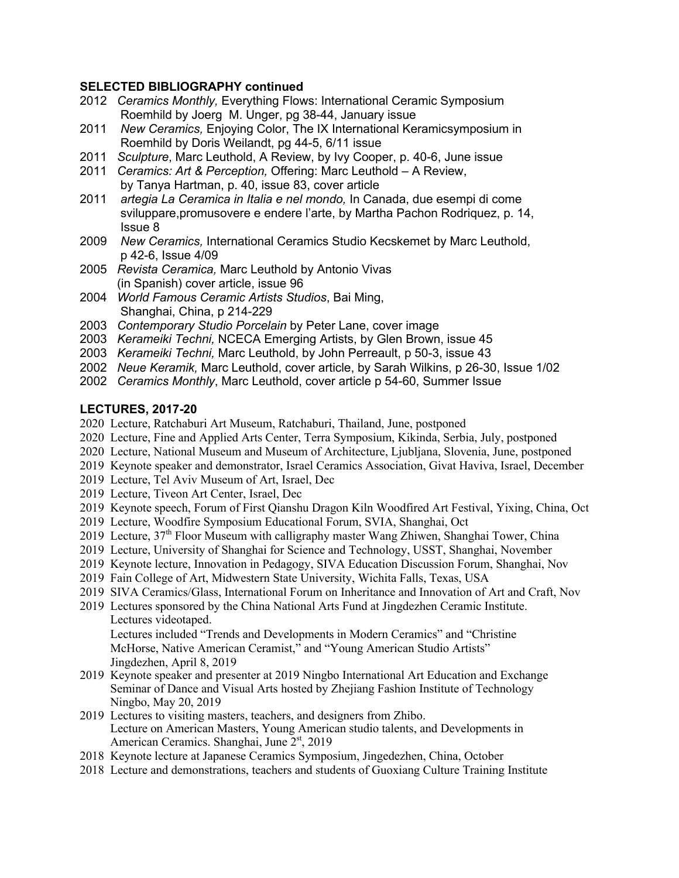## SELECTED BIBLIOGRAPHY continued

2012 *Ceramics Monthly,* Everything Flows: International Ceramic Symposium Roemhild by Joerg M. Unger, pg 38-44, January issue

2011 *New Ceramics,* Enjoying Color, The IX International Keramicsymposium in Roemhild by Doris Weilandt, pg 44-5, 6/11 issue

2011 *Sculpture*, Marc Leuthold, A Review, by Ivy Cooper, p. 40-6, June issue

2011 *Ceramics: Art & Perception,* Offering: Marc Leuthold – A Review, by Tanya Hartman, p. 40, issue 83, cover article

2011 *artegia La Ceramica in Italia e nel mondo,* In Canada, due esempi di come sviluppare,promusovere e endere l'arte, by Martha Pachon Rodriquez, p. 14, Issue 8

2009 *New Ceramics,* International Ceramics Studio Kecskemet by Marc Leuthold, p 42-6, Issue 4/09

2005 *Revista Ceramica,* Marc Leuthold by Antonio Vivas (in Spanish) cover article, issue 96

2004 *World Famous Ceramic Artists Studios*, Bai Ming, Shanghai, China, p 214-229

2003 *Contemporary Studio Porcelain* by Peter Lane, cover image

2003 *Kerameiki Techni,* NCECA Emerging Artists, by Glen Brown, issue 45

2003 *Kerameiki Techni,* Marc Leuthold, by John Perreault, p 50-3, issue 43

2002 *Neue Keramik,* Marc Leuthold, cover article, by Sarah Wilkins, p 26-30, Issue 1/02

2002 *Ceramics Monthly*, Marc Leuthold, cover article p 54-60, Summer Issue

## LECTURES, 2017-20

2020 Lecture, Ratchaburi Art Museum, Ratchaburi, Thailand, June, postponed

2020 Lecture, Fine and Applied Arts Center, Terra Symposium, Kikinda, Serbia, July, postponed

2020 Lecture, National Museum and Museum of Architecture, Ljubljana, Slovenia, June, postponed

2019 Keynote speaker and demonstrator, Israel Ceramics Association, Givat Haviva, Israel, December

2019 Lecture, Tel Aviv Museum of Art, Israel, Dec

2019 Lecture, Tiveon Art Center, Israel, Dec

2019 Keynote speech, Forum of First Qianshu Dragon Kiln Woodfired Art Festival, Yixing, China, Oct

2019 Lecture, Woodfire Symposium Educational Forum, SVIA, Shanghai, Oct

2019 Lecture, 37th Floor Museum with calligraphy master Wang Zhiwen, Shanghai Tower, China

2019 Lecture, University of Shanghai for Science and Technology, USST, Shanghai, November

2019 Keynote lecture, Innovation in Pedagogy, SIVA Education Discussion Forum, Shanghai, Nov

2019 Fain College of Art, Midwestern State University, Wichita Falls, Texas, USA

2019 SIVA Ceramics/Glass, International Forum on Inheritance and Innovation of Art and Craft, Nov

2019 Lectures sponsored by the China National Arts Fund at Jingdezhen Ceramic Institute. Lectures videotaped.
Lectures included "Trends and Developments in Modern Ceramics" and "Christine McHorse, Native American Ceramist," and "Young American Studio Artists"
Jingdezhen, April 8, 2019

2019 Keynote speaker and presenter at 2019 Ningbo International Art Education and Exchange Seminar of Dance and Visual Arts hosted by Zhejiang Fashion Institute of Technology
Ningbo, May 20, 2019

2019 Lectures to visiting masters, teachers, and designers from Zhibo.
Lecture on American Masters, Young American studio talents, and Developments in American Ceramics. Shanghai, June 2st, 2019

2018 Keynote lecture at Japanese Ceramics Symposium, Jingedezhen, China, October

2018 Lecture and demonstrations, teachers and students of Guoxiang Culture Training Institute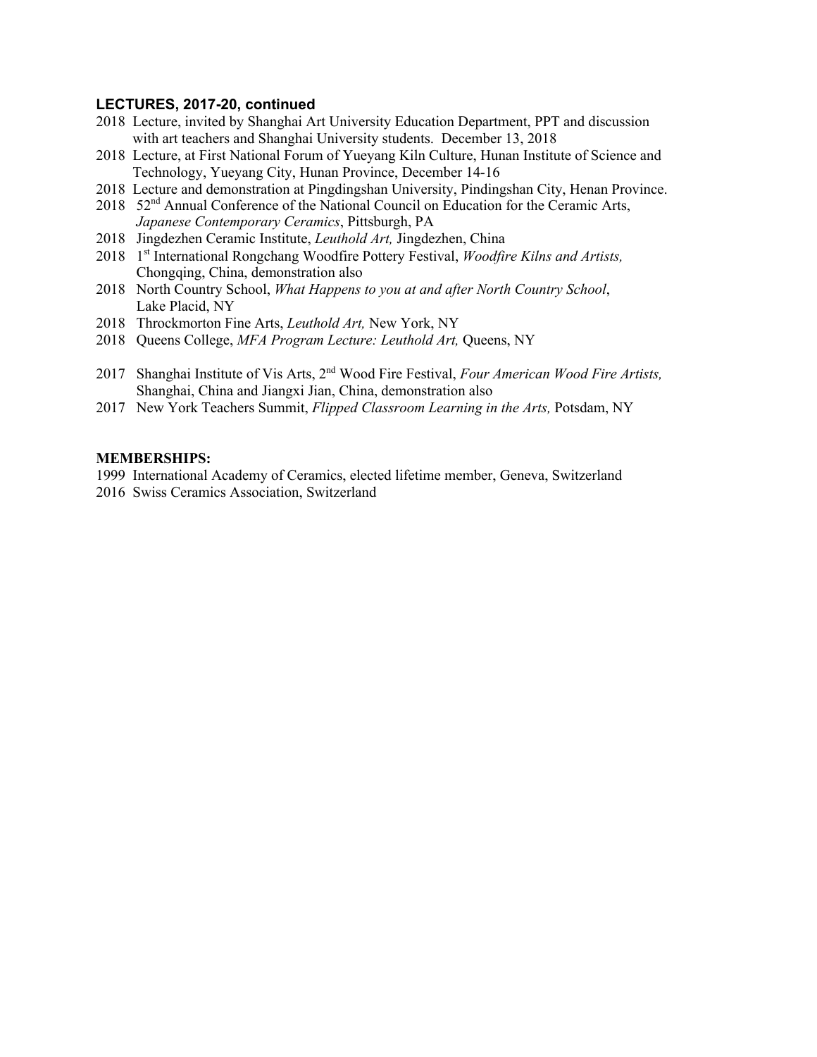### LECTURES, 2017-20, continued

2018 Lecture, invited by Shanghai Art University Education Department, PPT and discussion with art teachers and Shanghai University students. December 13, 2018

2018 Lecture, at First National Forum of Yueyang Kiln Culture, Hunan Institute of Science and Technology, Yueyang City, Hunan Province, December 14-16

2018 Lecture and demonstration at Pingdingshan University, Pindingshan City, Henan Province.

2018 52nd Annual Conference of the National Council on Education for the Ceramic Arts, *Japanese Contemporary Ceramics*, Pittsburgh, PA

2018 Jingdezhen Ceramic Institute, *Leuthold Art,* Jingdezhen, China

2018 1st International Rongchang Woodfire Pottery Festival, *Woodfire Kilns and Artists,* Chongqing, China, demonstration also

2018 North Country School, *What Happens to you at and after North Country School*, Lake Placid, NY

2018 Throckmorton Fine Arts, *Leuthold Art,* New York, NY

2018 Queens College, *MFA Program Lecture: Leuthold Art,* Queens, NY

2017 Shanghai Institute of Vis Arts, 2nd Wood Fire Festival, *Four American Wood Fire Artists,* Shanghai, China and Jiangxi Jian, China, demonstration also

2017 New York Teachers Summit, *Flipped Classroom Learning in the Arts,* Potsdam, NY

### MEMBERSHIPS:

1999 International Academy of Ceramics, elected lifetime member, Geneva, Switzerland

2016 Swiss Ceramics Association, Switzerland